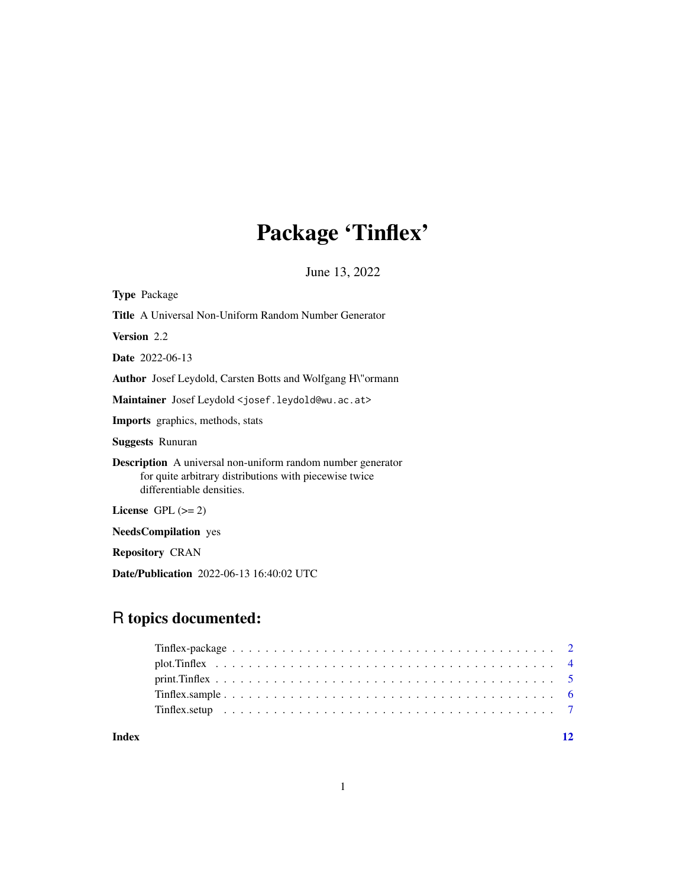# Package 'Tinflex'

June 13, 2022

**Type** Package

**Title** A Universal Non-Uniform Random Number Generator

**Version** 2.2

**Date** 2022-06-13

**Author** Josef Leydold, Carsten Botts and Wolfgang H\"ormann

**Maintainer** Josef Leydold <josef.leydold@wu.ac.at>

**Imports** graphics, methods, stats

**Suggests** Runuran

**Description** A universal non-uniform random number generator for quite arbitrary distributions with piecewise twice differentiable densities.

**License** GPL (>= 2)

**NeedsCompilation** yes

**Repository** CRAN

**Date/Publication** 2022-06-13 16:40:02 UTC

## R topics documented:

| | |
|---|---|
| Tinflex-package | 2 |
| plot.Tinflex | 4 |
| print.Tinflex | 5 |
| Tinflex.sample | 6 |
| Tinflex.setup | 7 |
| **Index** | **12** |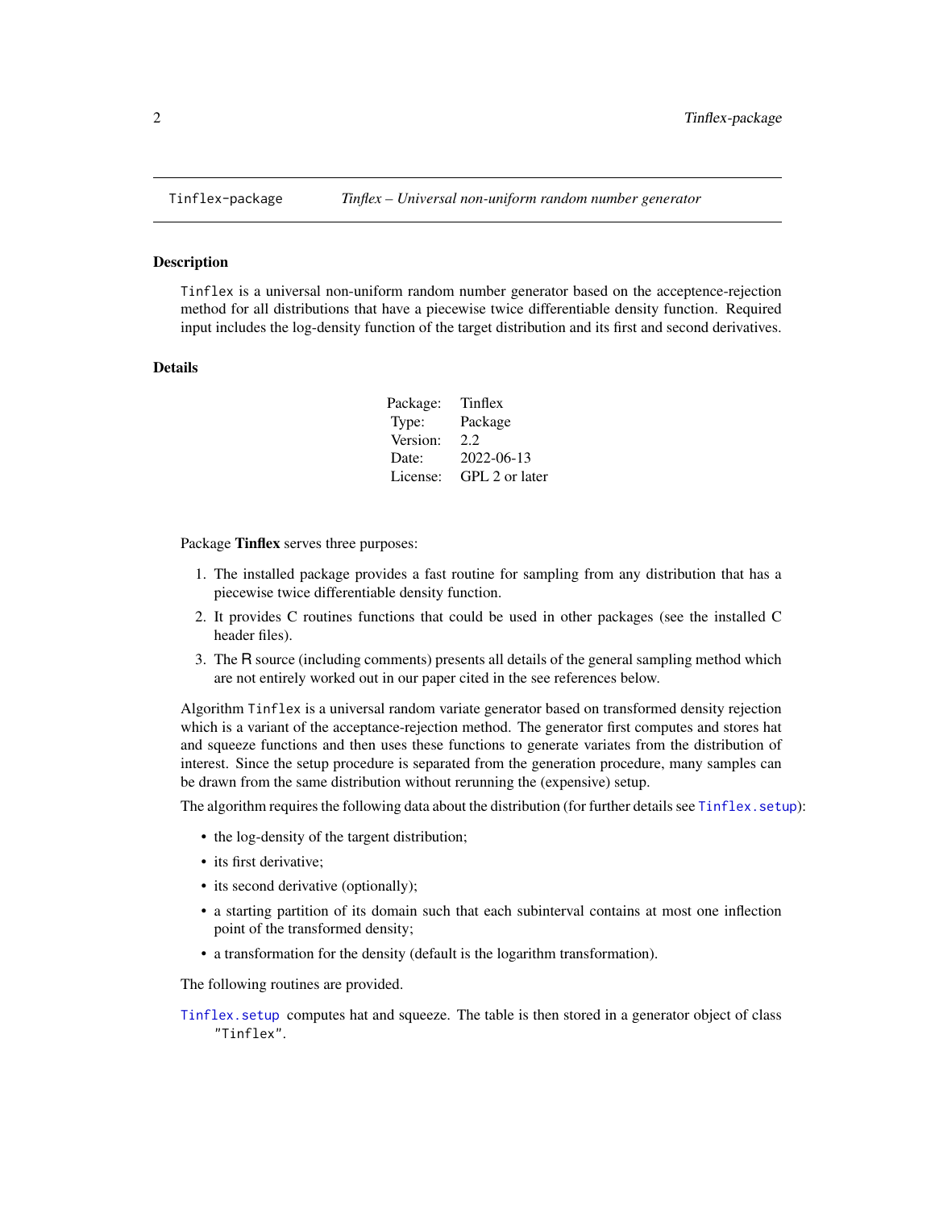## Tinflex-package — *Tinflex – Universal non-uniform random number generator*

### Description

`Tinflex` is a universal non-uniform random number generator based on the acceptence-rejection method for all distributions that have a piecewise twice differentiable density function. Required input includes the log-density function of the target distribution and its first and second derivatives.

### Details

| | |
|---|---|
| Package: | Tinflex |
| Type: | Package |
| Version: | 2.2 |
| Date: | 2022-06-13 |
| License: | GPL 2 or later |

Package **Tinflex** serves three purposes:

1. The installed package provides a fast routine for sampling from any distribution that has a piecewise twice differentiable density function.
2. It provides C routines functions that could be used in other packages (see the installed C header files).
3. The R source (including comments) presents all details of the general sampling method which are not entirely worked out in our paper cited in the see references below.

Algorithm `Tinflex` is a universal random variate generator based on transformed density rejection which is a variant of the acceptance-rejection method. The generator first computes and stores hat and squeeze functions and then uses these functions to generate variates from the distribution of interest. Since the setup procedure is separated from the generation procedure, many samples can be drawn from the same distribution without rerunning the (expensive) setup.

The algorithm requires the following data about the distribution (for further details see `Tinflex.setup`):

- the log-density of the targent distribution;
- its first derivative;
- its second derivative (optionally);
- a starting partition of its domain such that each subinterval contains at most one inflection point of the transformed density;
- a transformation for the density (default is the logarithm transformation).

The following routines are provided.

`Tinflex.setup` computes hat and squeeze. The table is then stored in a generator object of class `"Tinflex"`.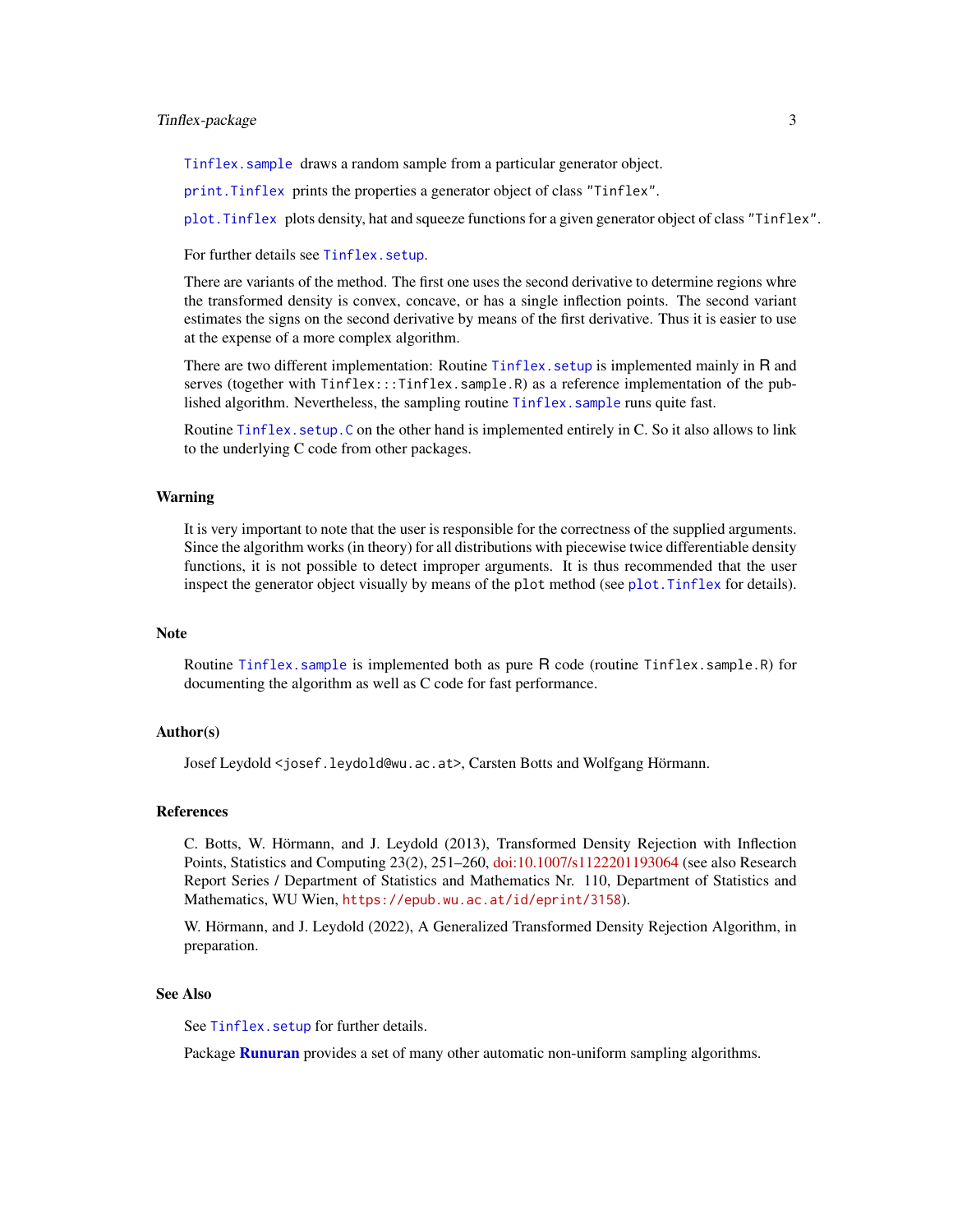`Tinflex.sample` draws a random sample from a particular generator object.

`print.Tinflex` prints the properties a generator object of class "Tinflex".

`plot.Tinflex` plots density, hat and squeeze functions for a given generator object of class "Tinflex".

For further details see `Tinflex.setup`.

There are variants of the method. The first one uses the second derivative to determine regions whre the transformed density is convex, concave, or has a single inflection points. The second variant estimates the signs on the second derivative by means of the first derivative. Thus it is easier to use at the expense of a more complex algorithm.

There are two different implementation: Routine `Tinflex.setup` is implemented mainly in R and serves (together with `Tinflex:::Tinflex.sample.R`) as a reference implementation of the published algorithm. Nevertheless, the sampling routine `Tinflex.sample` runs quite fast.

Routine `Tinflex.setup.C` on the other hand is implemented entirely in C. So it also allows to link to the underlying C code from other packages.

## Warning

It is very important to note that the user is responsible for the correctness of the supplied arguments. Since the algorithm works (in theory) for all distributions with piecewise twice differentiable density functions, it is not possible to detect improper arguments. It is thus recommended that the user inspect the generator object visually by means of the `plot` method (see `plot.Tinflex` for details).

## Note

Routine `Tinflex.sample` is implemented both as pure R code (routine `Tinflex.sample.R`) for documenting the algorithm as well as C code for fast performance.

## Author(s)

Josef Leydold <josef.leydold@wu.ac.at>, Carsten Botts and Wolfgang Hörmann.

## References

C. Botts, W. Hörmann, and J. Leydold (2013), Transformed Density Rejection with Inflection Points, Statistics and Computing 23(2), 251–260, doi:10.1007/s1122201193064 (see also Research Report Series / Department of Statistics and Mathematics Nr. 110, Department of Statistics and Mathematics, WU Wien, https://epub.wu.ac.at/id/eprint/3158).

W. Hörmann, and J. Leydold (2022), A Generalized Transformed Density Rejection Algorithm, in preparation.

## See Also

See `Tinflex.setup` for further details.

Package **Runuran** provides a set of many other automatic non-uniform sampling algorithms.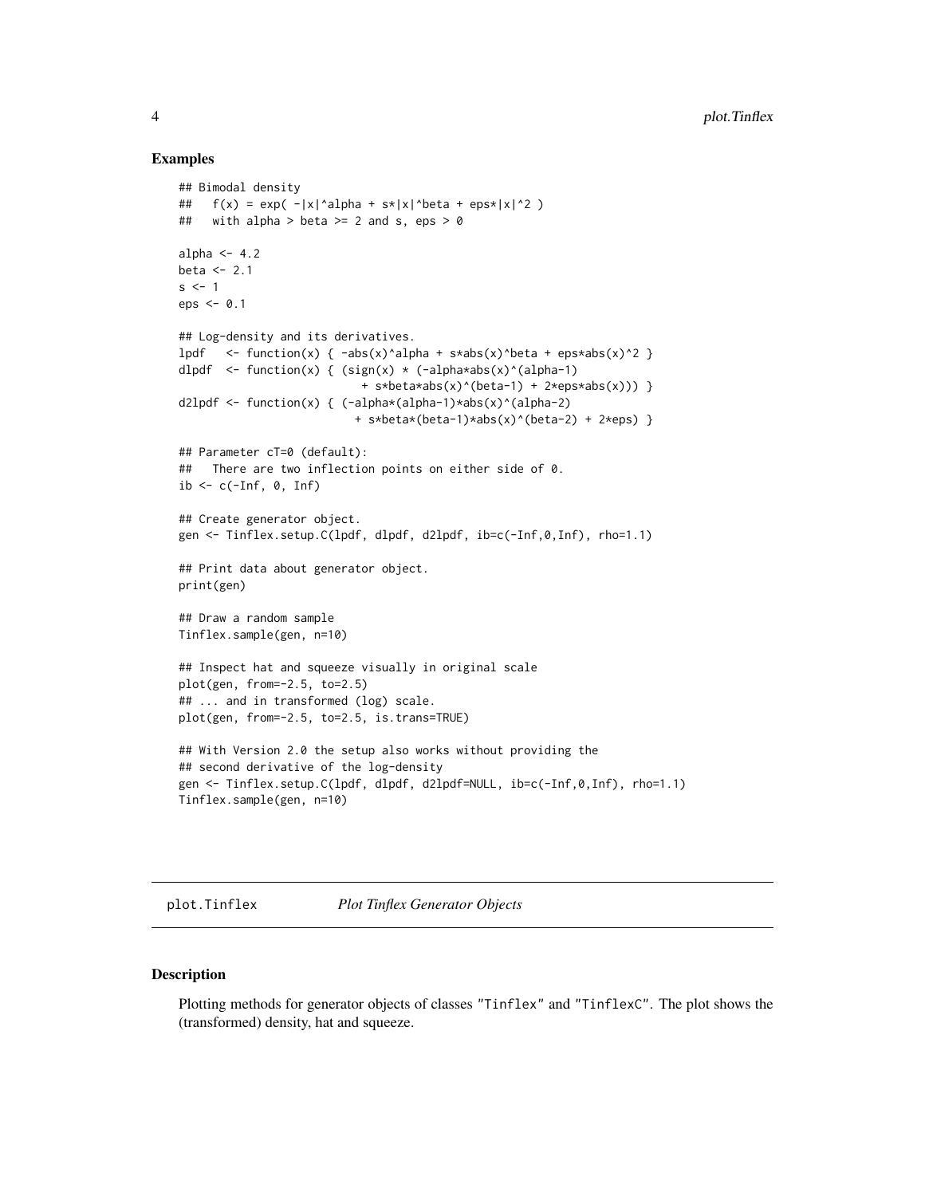### Examples

```
## Bimodal density
##   f(x) = exp( -|x|^alpha + s*|x|^beta + eps*|x|^2 )
##   with alpha > beta >= 2 and s, eps > 0

alpha <- 4.2
beta <- 2.1
s <- 1
eps <- 0.1

## Log-density and its derivatives.
lpdf   <- function(x) { -abs(x)^alpha + s*abs(x)^beta + eps*abs(x)^2 }
dlpdf  <- function(x) { (sign(x) * (-alpha*abs(x)^(alpha-1)
                          + s*beta*abs(x)^(beta-1) + 2*eps*abs(x))) }
d2lpdf <- function(x) { (-alpha*(alpha-1)*abs(x)^(alpha-2)
                         + s*beta*(beta-1)*abs(x)^(beta-2) + 2*eps) }

## Parameter cT=0 (default):
##   There are two inflection points on either side of 0.
ib <- c(-Inf, 0, Inf)

## Create generator object.
gen <- Tinflex.setup.C(lpdf, dlpdf, d2lpdf, ib=c(-Inf,0,Inf), rho=1.1)

## Print data about generator object.
print(gen)

## Draw a random sample
Tinflex.sample(gen, n=10)

## Inspect hat and squeeze visually in original scale
plot(gen, from=-2.5, to=2.5)
## ... and in transformed (log) scale.
plot(gen, from=-2.5, to=2.5, is.trans=TRUE)

## With Version 2.0 the setup also works without providing the
## second derivative of the log-density
gen <- Tinflex.setup.C(lpdf, dlpdf, d2lpdf=NULL, ib=c(-Inf,0,Inf), rho=1.1)
Tinflex.sample(gen, n=10)
```

---

## plot.Tinflex — *Plot Tinflex Generator Objects*

---

### Description

Plotting methods for generator objects of classes "Tinflex" and "TinflexC". The plot shows the (transformed) density, hat and squeeze.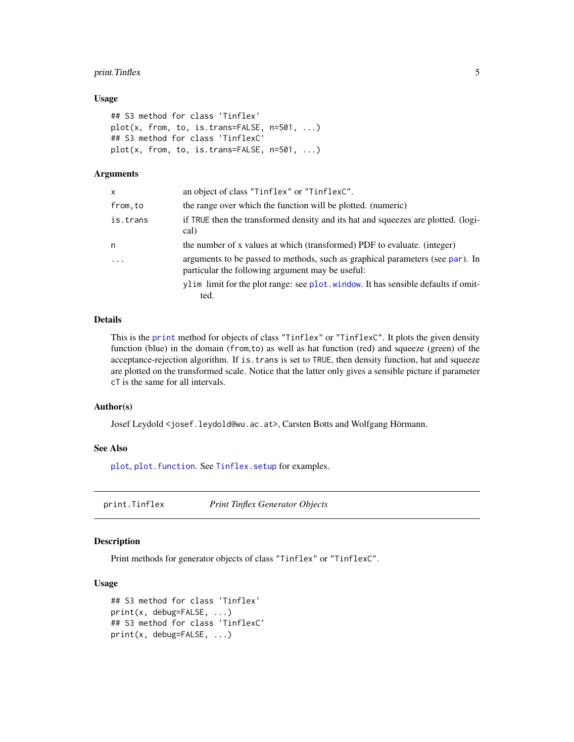### Usage

```
## S3 method for class 'Tinflex'
plot(x, from, to, is.trans=FALSE, n=501, ...)
## S3 method for class 'TinflexC'
plot(x, from, to, is.trans=FALSE, n=501, ...)
```

### Arguments

| | |
|---|---|
| `x` | an object of class `"Tinflex"` or `"TinflexC"`. |
| `from,to` | the range over which the function will be plotted. (numeric) |
| `is.trans` | if `TRUE` then the transformed density and its hat and squeezes are plotted. (logical) |
| `n` | the number of x values at which (transformed) PDF to evaluate. (integer) |
| `...` | arguments to be passed to methods, such as graphical parameters (see `par`). In particular the following argument may be useful: `ylim` limit for the plot range: see `plot.window`. It has sensible defaults if omitted. |

### Details

This is the `print` method for objects of class `"Tinflex"` or `"TinflexC"`. It plots the given density function (blue) in the domain (`from`,`to`) as well as hat function (red) and squeeze (green) of the acceptance-rejection algorithm. If `is.trans` is set to `TRUE`, then density function, hat and squeeze are plotted on the transformed scale. Notice that the latter only gives a sensible picture if parameter `cT` is the same for all intervals.

### Author(s)

Josef Leydold <josef.leydold@wu.ac.at>, Carsten Botts and Wolfgang Hörmann.

### See Also

`plot`, `plot.function`. See `Tinflex.setup` for examples.

---

## print.Tinflex — *Print Tinflex Generator Objects*

### Description

Print methods for generator objects of class `"Tinflex"` or `"TinflexC"`.

### Usage

```
## S3 method for class 'Tinflex'
print(x, debug=FALSE, ...)
## S3 method for class 'TinflexC'
print(x, debug=FALSE, ...)
```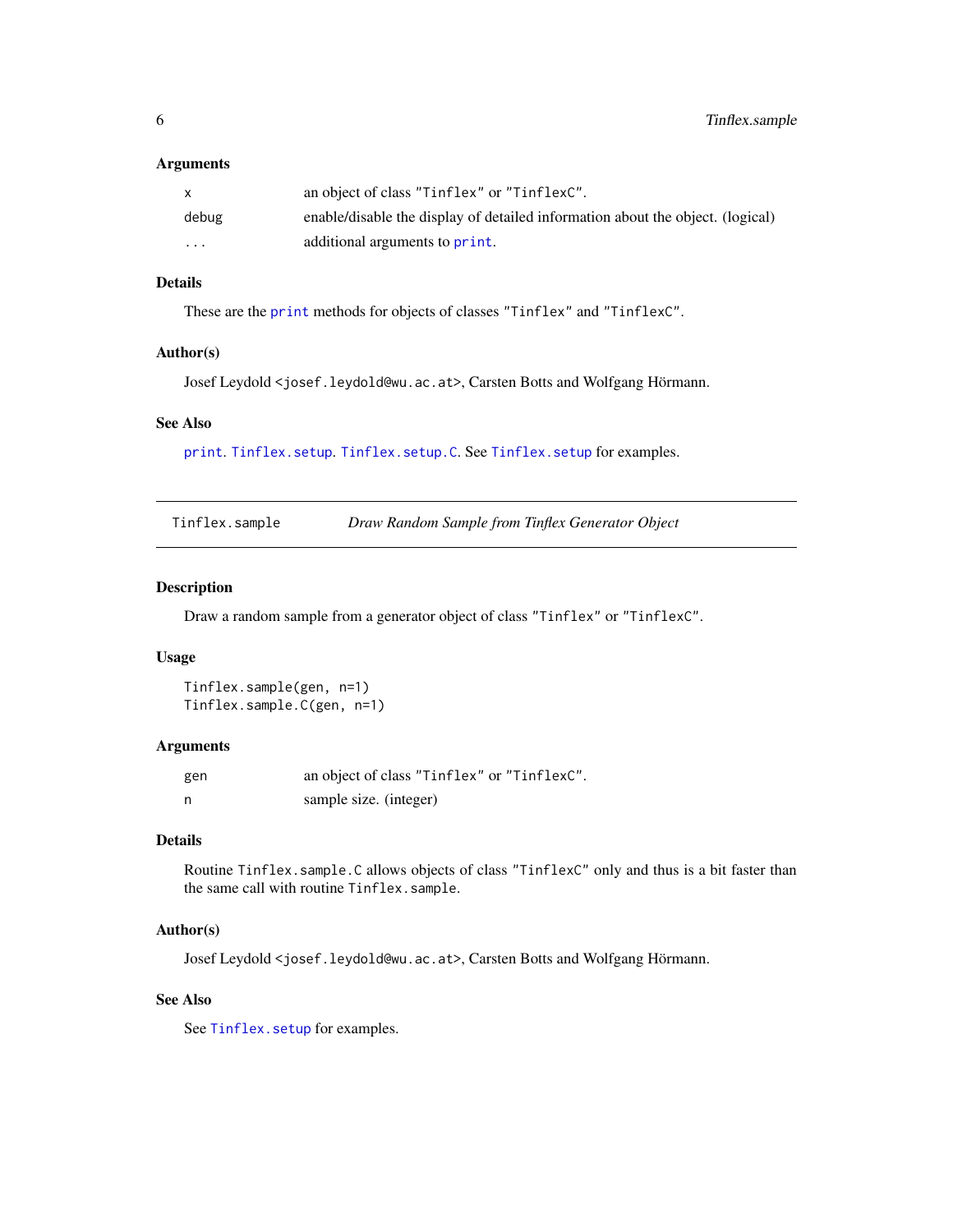### Arguments

| | |
|---|---|
| x | an object of class "Tinflex" or "TinflexC". |
| debug | enable/disable the display of detailed information about the object. (logical) |
| ... | additional arguments to print. |

### Details

These are the print methods for objects of classes "Tinflex" and "TinflexC".

### Author(s)

Josef Leydold <josef.leydold@wu.ac.at>, Carsten Botts and Wolfgang Hörmann.

### See Also

print. Tinflex.setup. Tinflex.setup.C. See Tinflex.setup for examples.

---

## Tinflex.sample — *Draw Random Sample from Tinflex Generator Object*

---

### Description

Draw a random sample from a generator object of class "Tinflex" or "TinflexC".

### Usage

```
Tinflex.sample(gen, n=1)
Tinflex.sample.C(gen, n=1)
```

### Arguments

| | |
|---|---|
| gen | an object of class "Tinflex" or "TinflexC". |
| n | sample size. (integer) |

### Details

Routine Tinflex.sample.C allows objects of class "TinflexC" only and thus is a bit faster than the same call with routine Tinflex.sample.

### Author(s)

Josef Leydold <josef.leydold@wu.ac.at>, Carsten Botts and Wolfgang Hörmann.

### See Also

See Tinflex.setup for examples.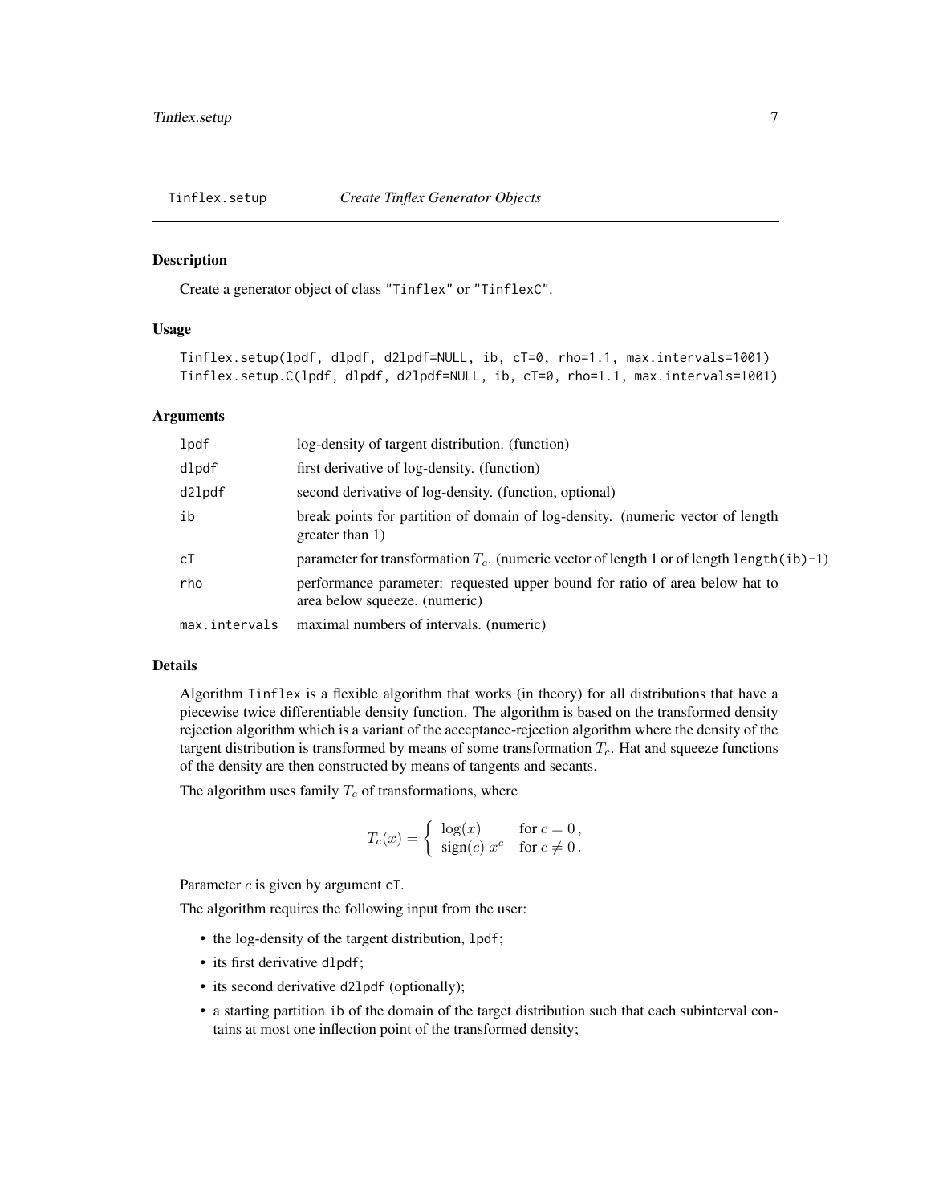# Tinflex.setup — *Create Tinflex Generator Objects*

## Description

Create a generator object of class "Tinflex" or "TinflexC".

## Usage

```
Tinflex.setup(lpdf, dlpdf, d2lpdf=NULL, ib, cT=0, rho=1.1, max.intervals=1001)
Tinflex.setup.C(lpdf, dlpdf, d2lpdf=NULL, ib, cT=0, rho=1.1, max.intervals=1001)
```

## Arguments

| | |
|---|---|
| lpdf | log-density of targent distribution. (function) |
| dlpdf | first derivative of log-density. (function) |
| d2lpdf | second derivative of log-density. (function, optional) |
| ib | break points for partition of domain of log-density. (numeric vector of length greater than 1) |
| cT | parameter for transformation $T_c$. (numeric vector of length 1 or of length length(ib)-1) |
| rho | performance parameter: requested upper bound for ratio of area below hat to area below squeeze. (numeric) |
| max.intervals | maximal numbers of intervals. (numeric) |

## Details

Algorithm Tinflex is a flexible algorithm that works (in theory) for all distributions that have a piecewise twice differentiable density function. The algorithm is based on the transformed density rejection algorithm which is a variant of the acceptance-rejection algorithm where the density of the targent distribution is transformed by means of some transformation $T_c$. Hat and squeeze functions of the density are then constructed by means of tangents and secants.

The algorithm uses family $T_c$ of transformations, where

$$T_c(x) = \begin{cases} \log(x) & \text{for } c = 0\,, \\ \text{sign}(c)\; x^c & \text{for } c \neq 0\,. \end{cases}$$

Parameter $c$ is given by argument cT.

The algorithm requires the following input from the user:

- the log-density of the targent distribution, lpdf;
- its first derivative dlpdf;
- its second derivative d2lpdf (optionally);
- a starting partition ib of the domain of the target distribution such that each subinterval contains at most one inflection point of the transformed density;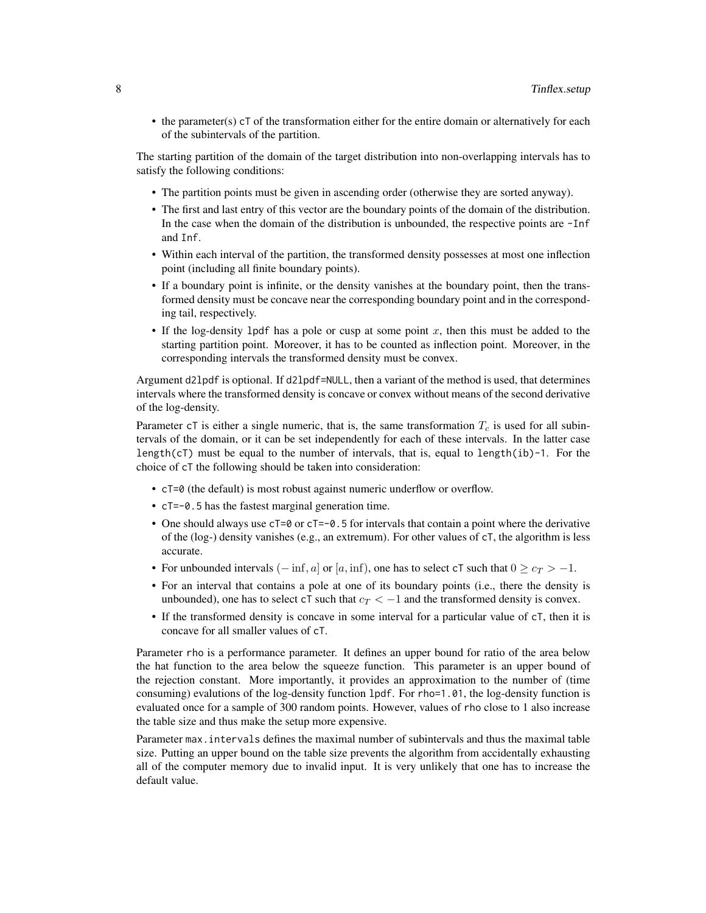- the parameter(s) `cT` of the transformation either for the entire domain or alternatively for each of the subintervals of the partition.

The starting partition of the domain of the target distribution into non-overlapping intervals has to satisfy the following conditions:

- The partition points must be given in ascending order (otherwise they are sorted anyway).
- The first and last entry of this vector are the boundary points of the domain of the distribution. In the case when the domain of the distribution is unbounded, the respective points are `-Inf` and `Inf`.
- Within each interval of the partition, the transformed density possesses at most one inflection point (including all finite boundary points).
- If a boundary point is infinite, or the density vanishes at the boundary point, then the transformed density must be concave near the corresponding boundary point and in the corresponding tail, respectively.
- If the log-density `lpdf` has a pole or cusp at some point $x$, then this must be added to the starting partition point. Moreover, it has to be counted as inflection point. Moreover, in the corresponding intervals the transformed density must be convex.

Argument `d2lpdf` is optional. If `d2lpdf=NULL`, then a variant of the method is used, that determines intervals where the transformed density is concave or convex without means of the second derivative of the log-density.

Parameter `cT` is either a single numeric, that is, the same transformation $T_c$ is used for all subintervals of the domain, or it can be set independently for each of these intervals. In the latter case `length(cT)` must be equal to the number of intervals, that is, equal to `length(ib)-1`. For the choice of `cT` the following should be taken into consideration:

- `cT=0` (the default) is most robust against numeric underflow or overflow.
- `cT=-0.5` has the fastest marginal generation time.
- One should always use `cT=0` or `cT=-0.5` for intervals that contain a point where the derivative of the (log-) density vanishes (e.g., an extremum). For other values of `cT`, the algorithm is less accurate.
- For unbounded intervals $(-\inf, a]$ or $[a, \inf)$, one has to select `cT` such that $0 \geq c_T > -1$.
- For an interval that contains a pole at one of its boundary points (i.e., there the density is unbounded), one has to select `cT` such that $c_T < -1$ and the transformed density is convex.
- If the transformed density is concave in some interval for a particular value of `cT`, then it is concave for all smaller values of `cT`.

Parameter `rho` is a performance parameter. It defines an upper bound for ratio of the area below the hat function to the area below the squeeze function. This parameter is an upper bound of the rejection constant. More importantly, it provides an approximation to the number of (time consuming) evalutions of the log-density function `lpdf`. For `rho=1.01`, the log-density function is evaluated once for a sample of 300 random points. However, values of `rho` close to 1 also increase the table size and thus make the setup more expensive.

Parameter `max.intervals` defines the maximal number of subintervals and thus the maximal table size. Putting an upper bound on the table size prevents the algorithm from accidentally exhausting all of the computer memory due to invalid input. It is very unlikely that one has to increase the default value.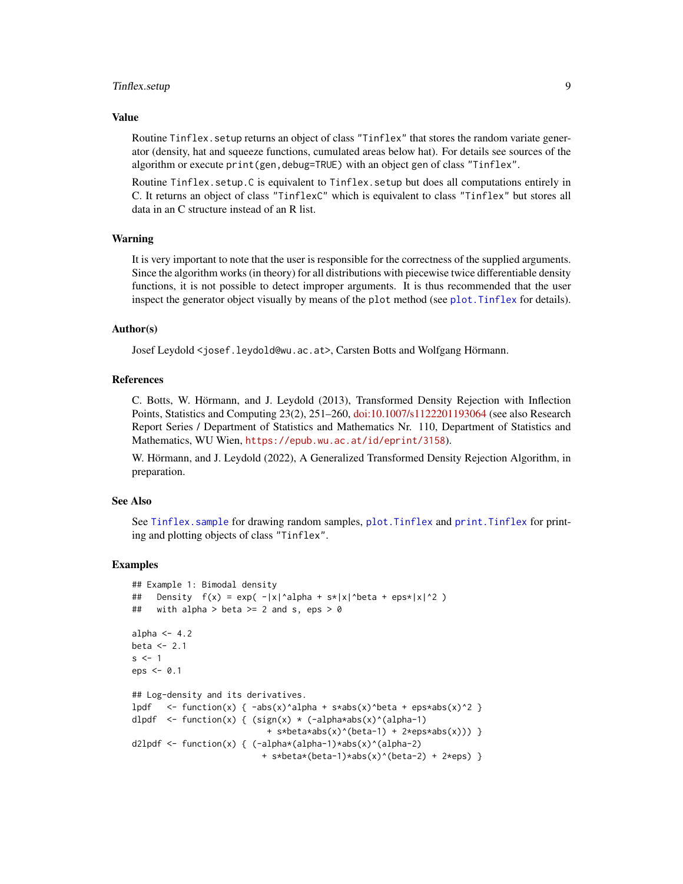## Value

Routine `Tinflex.setup` returns an object of class `"Tinflex"` that stores the random variate generator (density, hat and squeeze functions, cumulated areas below hat). For details see sources of the algorithm or execute `print(gen,debug=TRUE)` with an object `gen` of class `"Tinflex"`.

Routine `Tinflex.setup.C` is equivalent to `Tinflex.setup` but does all computations entirely in C. It returns an object of class `"TinflexC"` which is equivalent to class `"Tinflex"` but stores all data in an C structure instead of an R list.

## Warning

It is very important to note that the user is responsible for the correctness of the supplied arguments. Since the algorithm works (in theory) for all distributions with piecewise twice differentiable density functions, it is not possible to detect improper arguments. It is thus recommended that the user inspect the generator object visually by means of the `plot` method (see `plot.Tinflex` for details).

## Author(s)

Josef Leydold <`josef.leydold@wu.ac.at`>, Carsten Botts and Wolfgang Hörmann.

## References

C. Botts, W. Hörmann, and J. Leydold (2013), Transformed Density Rejection with Inflection Points, Statistics and Computing 23(2), 251–260, doi:10.1007/s1122201193064 (see also Research Report Series / Department of Statistics and Mathematics Nr. 110, Department of Statistics and Mathematics, WU Wien, `https://epub.wu.ac.at/id/eprint/3158`).

W. Hörmann, and J. Leydold (2022), A Generalized Transformed Density Rejection Algorithm, in preparation.

## See Also

See `Tinflex.sample` for drawing random samples, `plot.Tinflex` and `print.Tinflex` for printing and plotting objects of class `"Tinflex"`.

## Examples

```
## Example 1: Bimodal density
##   Density  f(x) = exp( -|x|^alpha + s*|x|^beta + eps*|x|^2 )
##   with alpha > beta >= 2 and s, eps > 0

alpha <- 4.2
beta <- 2.1
s <- 1
eps <- 0.1

## Log-density and its derivatives.
lpdf   <- function(x) { -abs(x)^alpha + s*abs(x)^beta + eps*abs(x)^2 }
dlpdf  <- function(x) { (sign(x) * (-alpha*abs(x)^(alpha-1)
                          + s*beta*abs(x)^(beta-1) + 2*eps*abs(x))) }
d2lpdf <- function(x) { (-alpha*(alpha-1)*abs(x)^(alpha-2)
                         + s*beta*(beta-1)*abs(x)^(beta-2) + 2*eps) }
```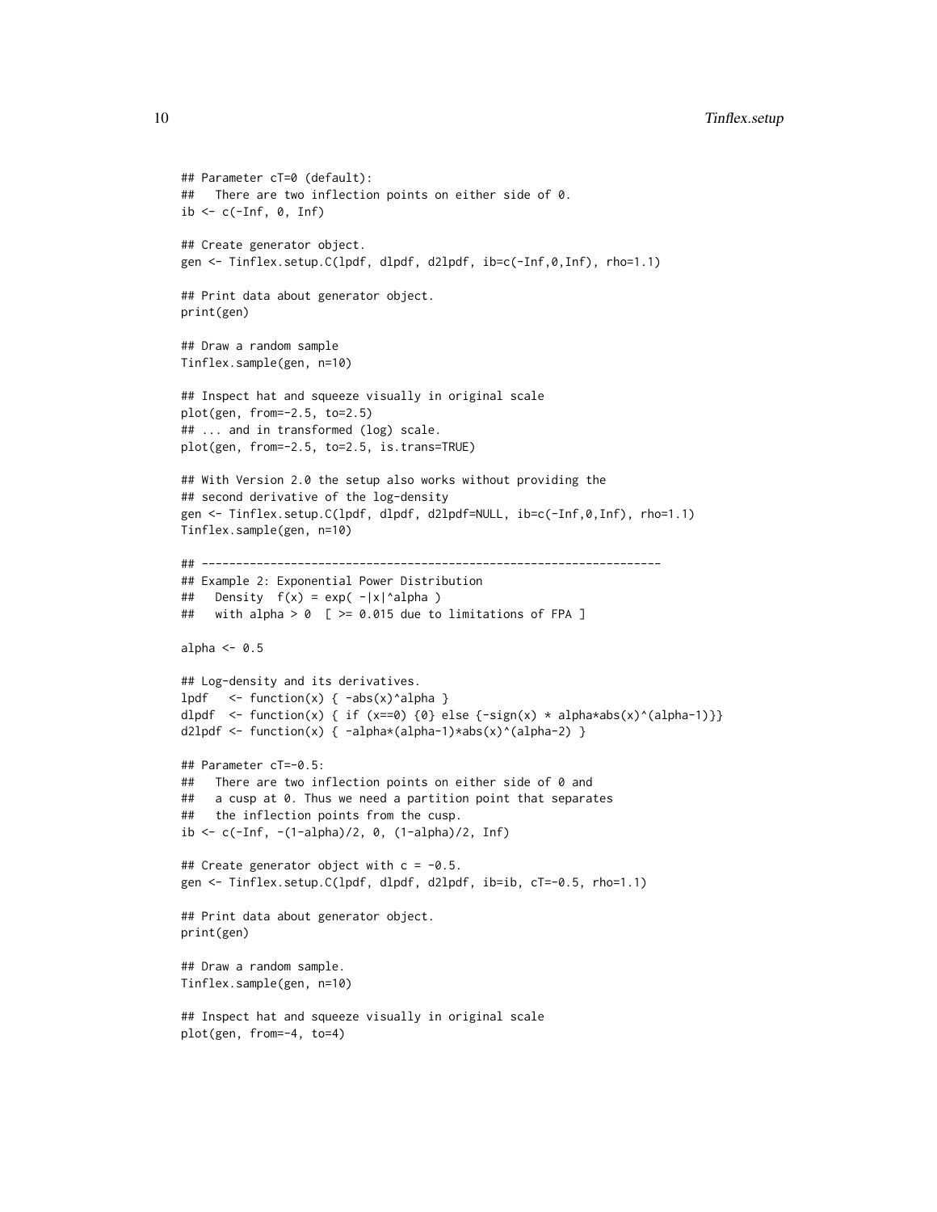```
## Parameter cT=0 (default):
##   There are two inflection points on either side of 0.
ib <- c(-Inf, 0, Inf)

## Create generator object.
gen <- Tinflex.setup.C(lpdf, dlpdf, d2lpdf, ib=c(-Inf,0,Inf), rho=1.1)

## Print data about generator object.
print(gen)

## Draw a random sample
Tinflex.sample(gen, n=10)

## Inspect hat and squeeze visually in original scale
plot(gen, from=-2.5, to=2.5)
## ... and in transformed (log) scale.
plot(gen, from=-2.5, to=2.5, is.trans=TRUE)

## With Version 2.0 the setup also works without providing the
## second derivative of the log-density
gen <- Tinflex.setup.C(lpdf, dlpdf, d2lpdf=NULL, ib=c(-Inf,0,Inf), rho=1.1)
Tinflex.sample(gen, n=10)

## ------------------------------------------------------------------
## Example 2: Exponential Power Distribution
##   Density  f(x) = exp( -|x|^alpha )
##   with alpha > 0  [ >= 0.015 due to limitations of FPA ]

alpha <- 0.5

## Log-density and its derivatives.
lpdf   <- function(x) { -abs(x)^alpha }
dlpdf  <- function(x) { if (x==0) {0} else {-sign(x) * alpha*abs(x)^(alpha-1)}}
d2lpdf <- function(x) { -alpha*(alpha-1)*abs(x)^(alpha-2) }

## Parameter cT=-0.5:
##   There are two inflection points on either side of 0 and
##   a cusp at 0. Thus we need a partition point that separates
##   the inflection points from the cusp.
ib <- c(-Inf, -(1-alpha)/2, 0, (1-alpha)/2, Inf)

## Create generator object with c = -0.5.
gen <- Tinflex.setup.C(lpdf, dlpdf, d2lpdf, ib=ib, cT=-0.5, rho=1.1)

## Print data about generator object.
print(gen)

## Draw a random sample.
Tinflex.sample(gen, n=10)

## Inspect hat and squeeze visually in original scale
plot(gen, from=-4, to=4)
```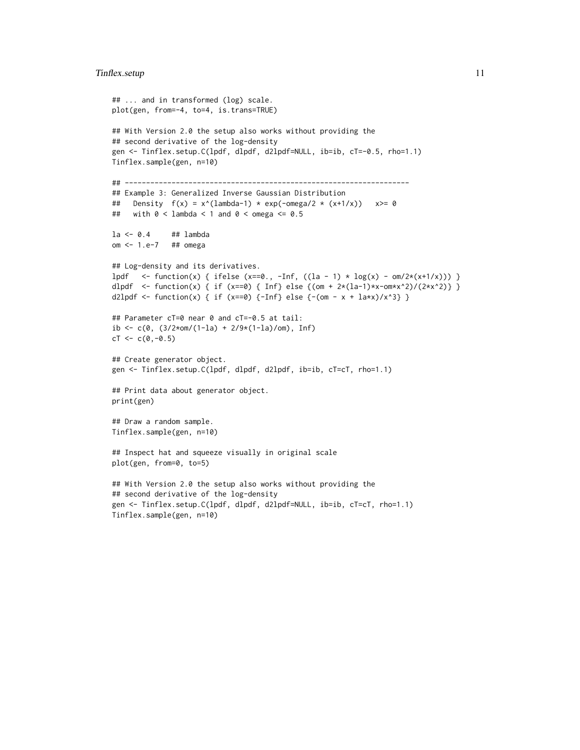```
## ... and in transformed (log) scale.
plot(gen, from=-4, to=4, is.trans=TRUE)

## With Version 2.0 the setup also works without providing the
## second derivative of the log-density
gen <- Tinflex.setup.C(lpdf, dlpdf, d2lpdf=NULL, ib=ib, cT=-0.5, rho=1.1)
Tinflex.sample(gen, n=10)

## -------------------------------------------------------------------
## Example 3: Generalized Inverse Gaussian Distribution
##   Density  f(x) = x^(lambda-1) * exp(-omega/2 * (x+1/x))   x>= 0
##   with 0 < lambda < 1 and 0 < omega <= 0.5

la <- 0.4     ## lambda
om <- 1.e-7   ## omega

## Log-density and its derivatives.
lpdf   <- function(x) { ifelse (x==0., -Inf, ((la - 1) * log(x) - om/2*(x+1/x))) }
dlpdf  <- function(x) { if (x==0) { Inf} else {(om + 2*(la-1)*x-om*x^2)/(2*x^2)} }
d2lpdf <- function(x) { if (x==0) {-Inf} else {-(om - x + la*x)/x^3} }

## Parameter cT=0 near 0 and cT=-0.5 at tail:
ib <- c(0, (3/2*om/(1-la) + 2/9*(1-la)/om), Inf)
cT <- c(0,-0.5)

## Create generator object.
gen <- Tinflex.setup.C(lpdf, dlpdf, d2lpdf, ib=ib, cT=cT, rho=1.1)

## Print data about generator object.
print(gen)

## Draw a random sample.
Tinflex.sample(gen, n=10)

## Inspect hat and squeeze visually in original scale
plot(gen, from=0, to=5)

## With Version 2.0 the setup also works without providing the
## second derivative of the log-density
gen <- Tinflex.setup.C(lpdf, dlpdf, d2lpdf=NULL, ib=ib, cT=cT, rho=1.1)
Tinflex.sample(gen, n=10)
```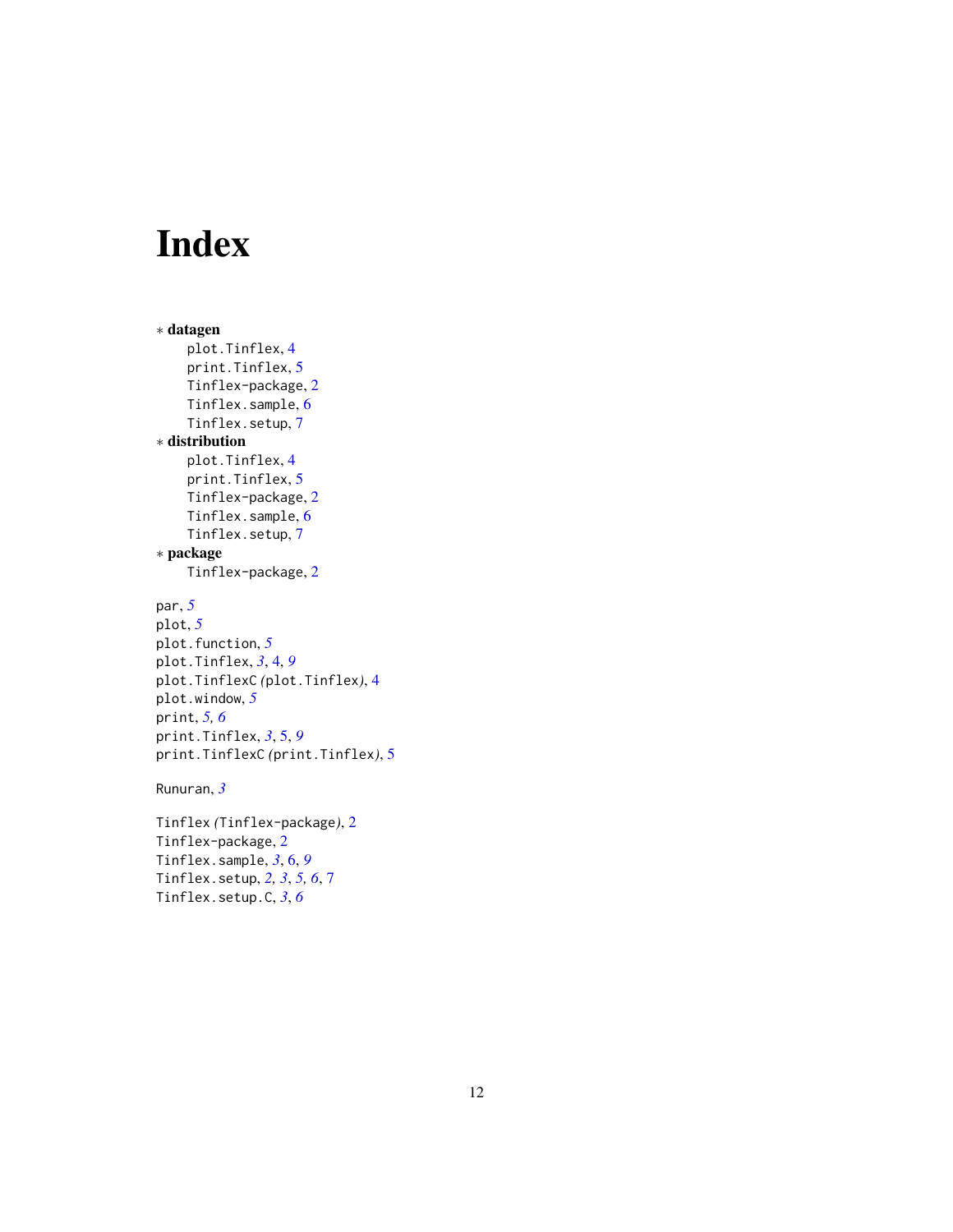# Index

* **datagen**
    - plot.Tinflex, 4
    - print.Tinflex, 5
    - Tinflex-package, 2
    - Tinflex.sample, 6
    - Tinflex.setup, 7
* **distribution**
    - plot.Tinflex, 4
    - print.Tinflex, 5
    - Tinflex-package, 2
    - Tinflex.sample, 6
    - Tinflex.setup, 7
* **package**
    - Tinflex-package, 2

par, *5*  
plot, *5*  
plot.function, *5*  
plot.Tinflex, *3*, 4, *9*  
plot.TinflexC *(*plot.Tinflex*)*, 4  
plot.window, *5*  
print, *5, 6*  
print.Tinflex, *3*, 5, *9*  
print.TinflexC *(*print.Tinflex*)*, 5

Runuran, *3*

Tinflex *(*Tinflex-package*)*, 2  
Tinflex-package, 2  
Tinflex.sample, *3*, 6, *9*  
Tinflex.setup, *2, 3*, *5, 6*, 7  
Tinflex.setup.C, *3*, *6*